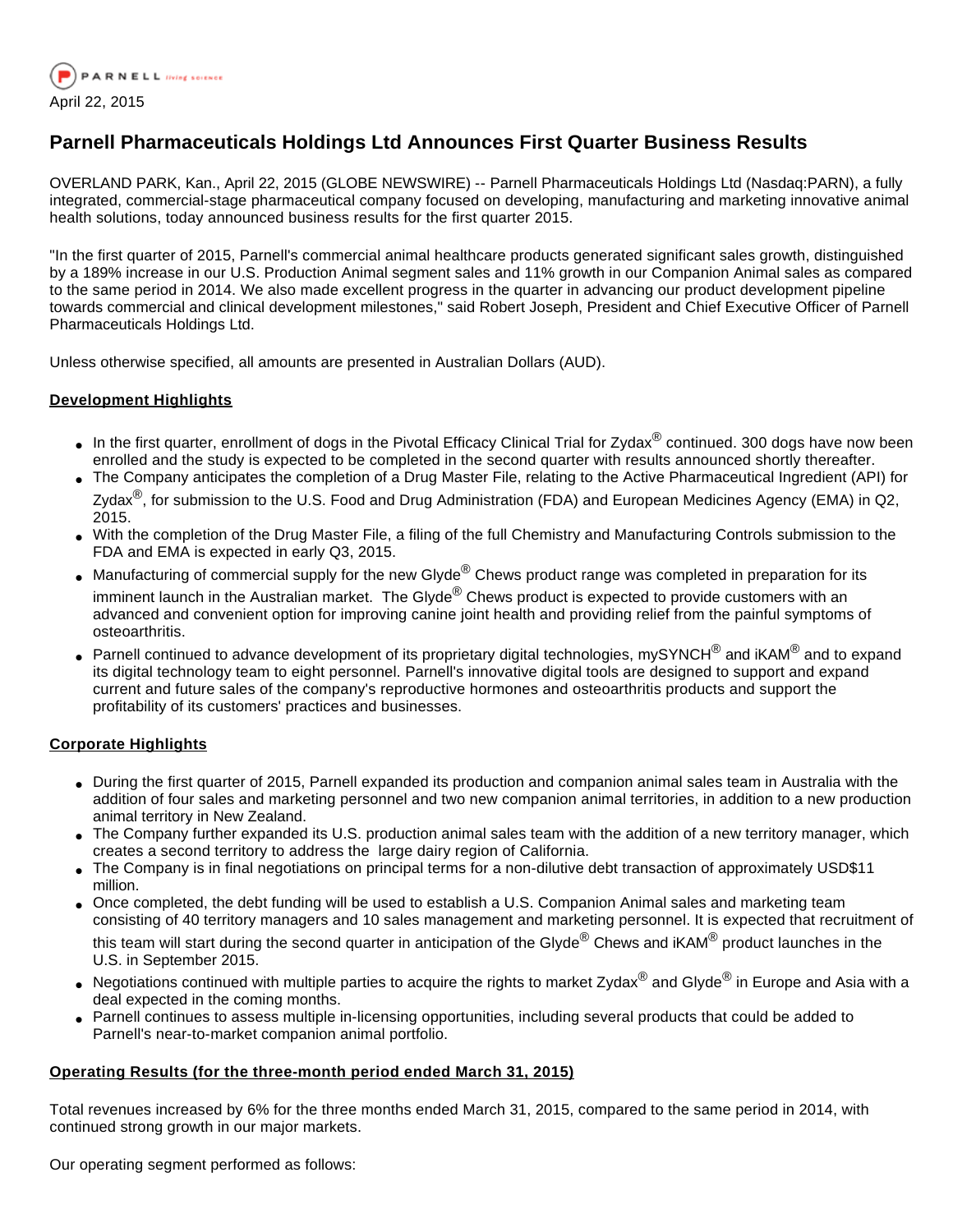PARNELL living science

April 22, 2015

# Parnell Pharmaceuticals Holdings Ltd Announces First Quarter Business Results

OVERLAND PARK, Kan., April 22, 2015 (GLOBE NEWSWIRE) -- Parnell Pharmaceuticals Holdings Ltd (Nasdaq:PARN), a fully integrated, commercial-stage pharmaceutical company focused on developing, manufacturing and marketing innovative animal health solutions, today announced business results for the first quarter 2015.

"In the first quarter of 2015, Parnell's commercial animal healthcare products generated significant sales growth, distinguished by a 189% increase in our U.S. Production Animal segment sales and 11% growth in our Companion Animal sales as compared to the same period in 2014. We also made excellent progress in the quarter in advancing our product development pipeline towards commercial and clinical development milestones," said Robert Joseph, President and Chief Executive Officer of Parnell Pharmaceuticals Holdings Ltd.

Unless otherwise specified, all amounts are presented in Australian Dollars (AUD).

## Development Highlights

- In the first quarter, enrollment of dogs in the Pivotal Efficacy Clinical Trial for Zydax® continued. 300 dogs have now been enrolled and the study is expected to be completed in the second quarter with results announced shortly thereafter.
- The Company anticipates the completion of a Drug Master File, relating to the Active Pharmaceutical Ingredient (API) for Zydax®, for submission to the U.S. Food and Drug Administration (FDA) and European Medicines Agency (EMA) in Q2, 2015.
- With the completion of the Drug Master File, a filing of the full Chemistry and Manufacturing Controls submission to the FDA and EMA is expected in early Q3, 2015.
- Manufacturing of commercial supply for the new Glyde® Chews product range was completed in preparation for its imminent launch in the Australian market. The Glyde® Chews product is expected to provide customers with an advanced and convenient option for improving canine joint health and providing relief from the painful symptoms of osteoarthritis.
- Parnell continued to advance development of its proprietary digital technologies, mySYNCH® and iKAM® and to expand its digital technology team to eight personnel. Parnell's innovative digital tools are designed to support and expand current and future sales of the company's reproductive hormones and osteoarthritis products and support the profitability of its customers' practices and businesses.

## Corporate Highlights

- During the first quarter of 2015, Parnell expanded its production and companion animal sales team in Australia with the addition of four sales and marketing personnel and two new companion animal territories, in addition to a new production animal territory in New Zealand.
- The Company further expanded its U.S. production animal sales team with the addition of a new territory manager, which creates a second territory to address the large dairy region of California.
- The Company is in final negotiations on principal terms for a non-dilutive debt transaction of approximately USD$11 million.
- Once completed, the debt funding will be used to establish a U.S. Companion Animal sales and marketing team consisting of 40 territory managers and 10 sales management and marketing personnel. It is expected that recruitment of this team will start during the second quarter in anticipation of the Glyde® Chews and iKAM® product launches in the U.S. in September 2015.
- Negotiations continued with multiple parties to acquire the rights to market Zydax® and Glyde® in Europe and Asia with a deal expected in the coming months.
- Parnell continues to assess multiple in-licensing opportunities, including several products that could be added to Parnell's near-to-market companion animal portfolio.

## Operating Results (for the three-month period ended March 31, 2015)

Total revenues increased by 6% for the three months ended March 31, 2015, compared to the same period in 2014, with continued strong growth in our major markets.

Our operating segment performed as follows: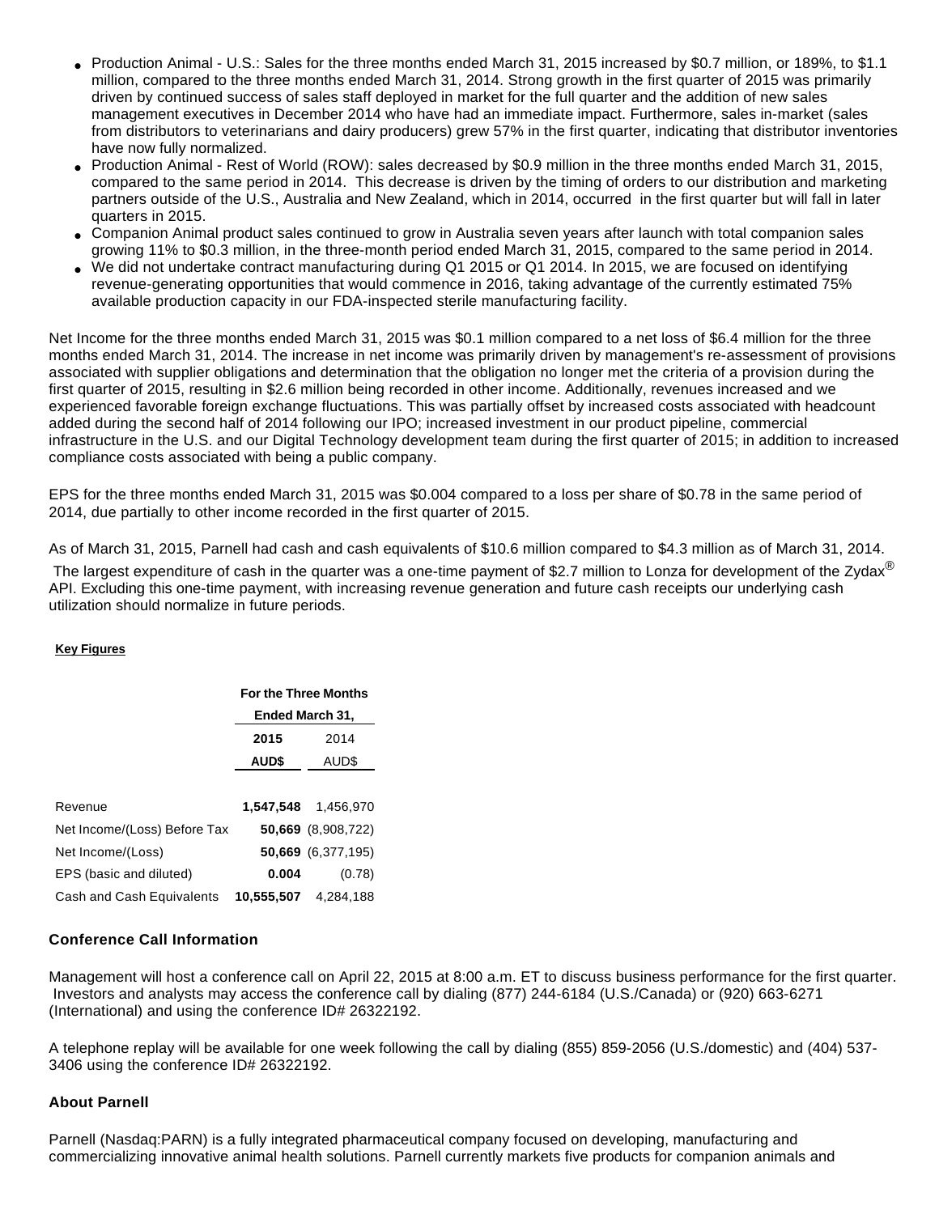- Production Animal - U.S.: Sales for the three months ended March 31, 2015 increased by $0.7 million, or 189%, to $1.1 million, compared to the three months ended March 31, 2014. Strong growth in the first quarter of 2015 was primarily driven by continued success of sales staff deployed in market for the full quarter and the addition of new sales management executives in December 2014 who have had an immediate impact. Furthermore, sales in-market (sales from distributors to veterinarians and dairy producers) grew 57% in the first quarter, indicating that distributor inventories have now fully normalized.
- Production Animal - Rest of World (ROW): sales decreased by $0.9 million in the three months ended March 31, 2015, compared to the same period in 2014. This decrease is driven by the timing of orders to our distribution and marketing partners outside of the U.S., Australia and New Zealand, which in 2014, occurred in the first quarter but will fall in later quarters in 2015.
- Companion Animal product sales continued to grow in Australia seven years after launch with total companion sales growing 11% to $0.3 million, in the three-month period ended March 31, 2015, compared to the same period in 2014.
- We did not undertake contract manufacturing during Q1 2015 or Q1 2014. In 2015, we are focused on identifying revenue-generating opportunities that would commence in 2016, taking advantage of the currently estimated 75% available production capacity in our FDA-inspected sterile manufacturing facility.

Net Income for the three months ended March 31, 2015 was $0.1 million compared to a net loss of $6.4 million for the three months ended March 31, 2014. The increase in net income was primarily driven by management's re-assessment of provisions associated with supplier obligations and determination that the obligation no longer met the criteria of a provision during the first quarter of 2015, resulting in $2.6 million being recorded in other income. Additionally, revenues increased and we experienced favorable foreign exchange fluctuations. This was partially offset by increased costs associated with headcount added during the second half of 2014 following our IPO; increased investment in our product pipeline, commercial infrastructure in the U.S. and our Digital Technology development team during the first quarter of 2015; in addition to increased compliance costs associated with being a public company.

EPS for the three months ended March 31, 2015 was $0.004 compared to a loss per share of $0.78 in the same period of 2014, due partially to other income recorded in the first quarter of 2015.

As of March 31, 2015, Parnell had cash and cash equivalents of $10.6 million compared to $4.3 million as of March 31, 2014. The largest expenditure of cash in the quarter was a one-time payment of $2.7 million to Lonza for development of the Zydax® API. Excluding this one-time payment, with increasing revenue generation and future cash receipts our underlying cash utilization should normalize in future periods.

**Key Figures**

| | For the Three Months Ended March 31, | |
|---|---|---|
| | **2015** | 2014 |
| | **AUD$** | AUD$ |
| Revenue | **1,547,548** | 1,456,970 |
| Net Income/(Loss) Before Tax | **50,669** | (8,908,722) |
| Net Income/(Loss) | **50,669** | (6,377,195) |
| EPS (basic and diluted) | **0.004** | (0.78) |
| Cash and Cash Equivalents | **10,555,507** | 4,284,188 |

### Conference Call Information

Management will host a conference call on April 22, 2015 at 8:00 a.m. ET to discuss business performance for the first quarter. Investors and analysts may access the conference call by dialing (877) 244-6184 (U.S./Canada) or (920) 663-6271 (International) and using the conference ID# 26322192.

A telephone replay will be available for one week following the call by dialing (855) 859-2056 (U.S./domestic) and (404) 537-3406 using the conference ID# 26322192.

### About Parnell

Parnell (Nasdaq:PARN) is a fully integrated pharmaceutical company focused on developing, manufacturing and commercializing innovative animal health solutions. Parnell currently markets five products for companion animals and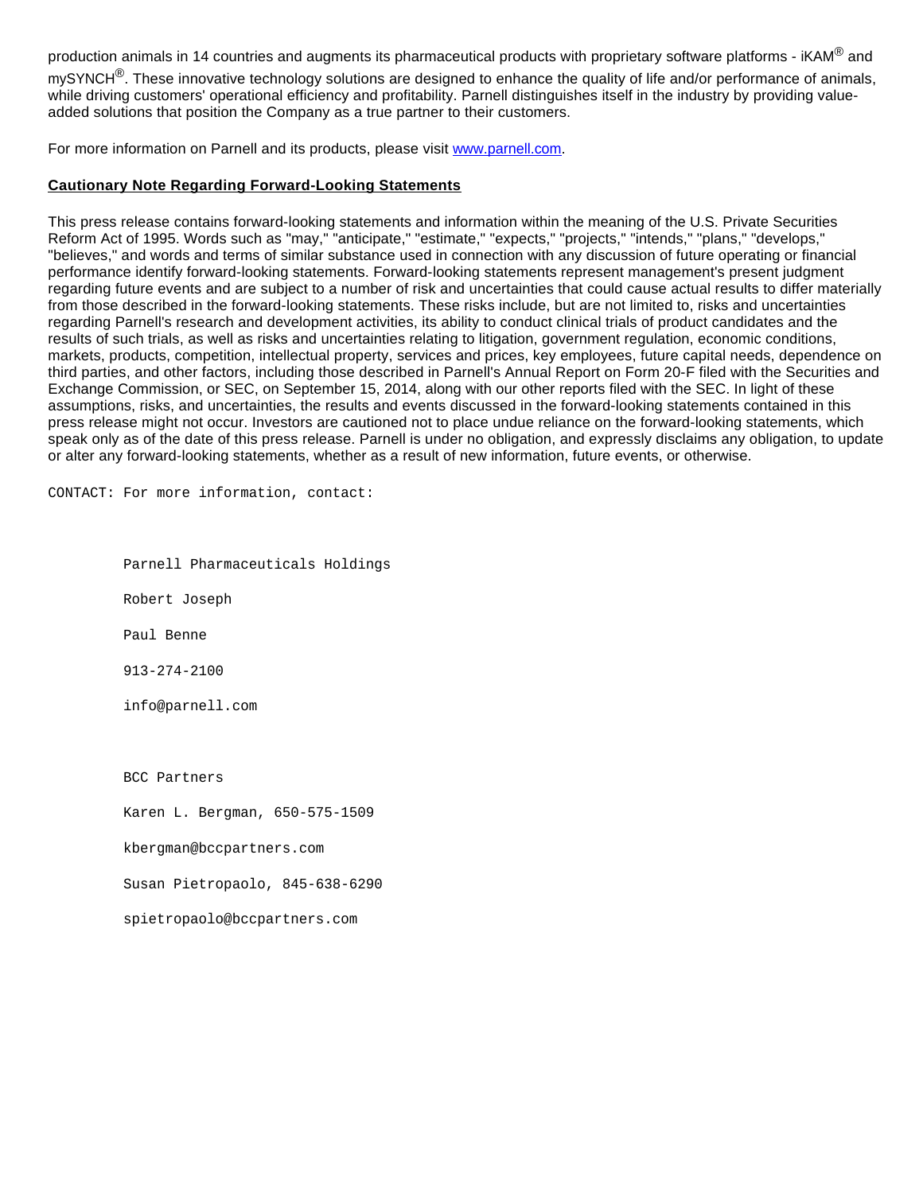production animals in 14 countries and augments its pharmaceutical products with proprietary software platforms - iKAM® and mySYNCH®. These innovative technology solutions are designed to enhance the quality of life and/or performance of animals, while driving customers' operational efficiency and profitability. Parnell distinguishes itself in the industry by providing value-added solutions that position the Company as a true partner to their customers.

For more information on Parnell and its products, please visit www.parnell.com.

**Cautionary Note Regarding Forward-Looking Statements**

This press release contains forward-looking statements and information within the meaning of the U.S. Private Securities Reform Act of 1995. Words such as "may," "anticipate," "estimate," "expects," "projects," "intends," "plans," "develops," "believes," and words and terms of similar substance used in connection with any discussion of future operating or financial performance identify forward-looking statements. Forward-looking statements represent management's present judgment regarding future events and are subject to a number of risk and uncertainties that could cause actual results to differ materially from those described in the forward-looking statements. These risks include, but are not limited to, risks and uncertainties regarding Parnell's research and development activities, its ability to conduct clinical trials of product candidates and the results of such trials, as well as risks and uncertainties relating to litigation, government regulation, economic conditions, markets, products, competition, intellectual property, services and prices, key employees, future capital needs, dependence on third parties, and other factors, including those described in Parnell's Annual Report on Form 20-F filed with the Securities and Exchange Commission, or SEC, on September 15, 2014, along with our other reports filed with the SEC. In light of these assumptions, risks, and uncertainties, the results and events discussed in the forward-looking statements contained in this press release might not occur. Investors are cautioned not to place undue reliance on the forward-looking statements, which speak only as of the date of this press release. Parnell is under no obligation, and expressly disclaims any obligation, to update or alter any forward-looking statements, whether as a result of new information, future events, or otherwise.

CONTACT: For more information, contact:

Parnell Pharmaceuticals Holdings

Robert Joseph

Paul Benne

913-274-2100

info@parnell.com

BCC Partners

Karen L. Bergman, 650-575-1509

kbergman@bccpartners.com

Susan Pietropaolo, 845-638-6290

spietropaolo@bccpartners.com